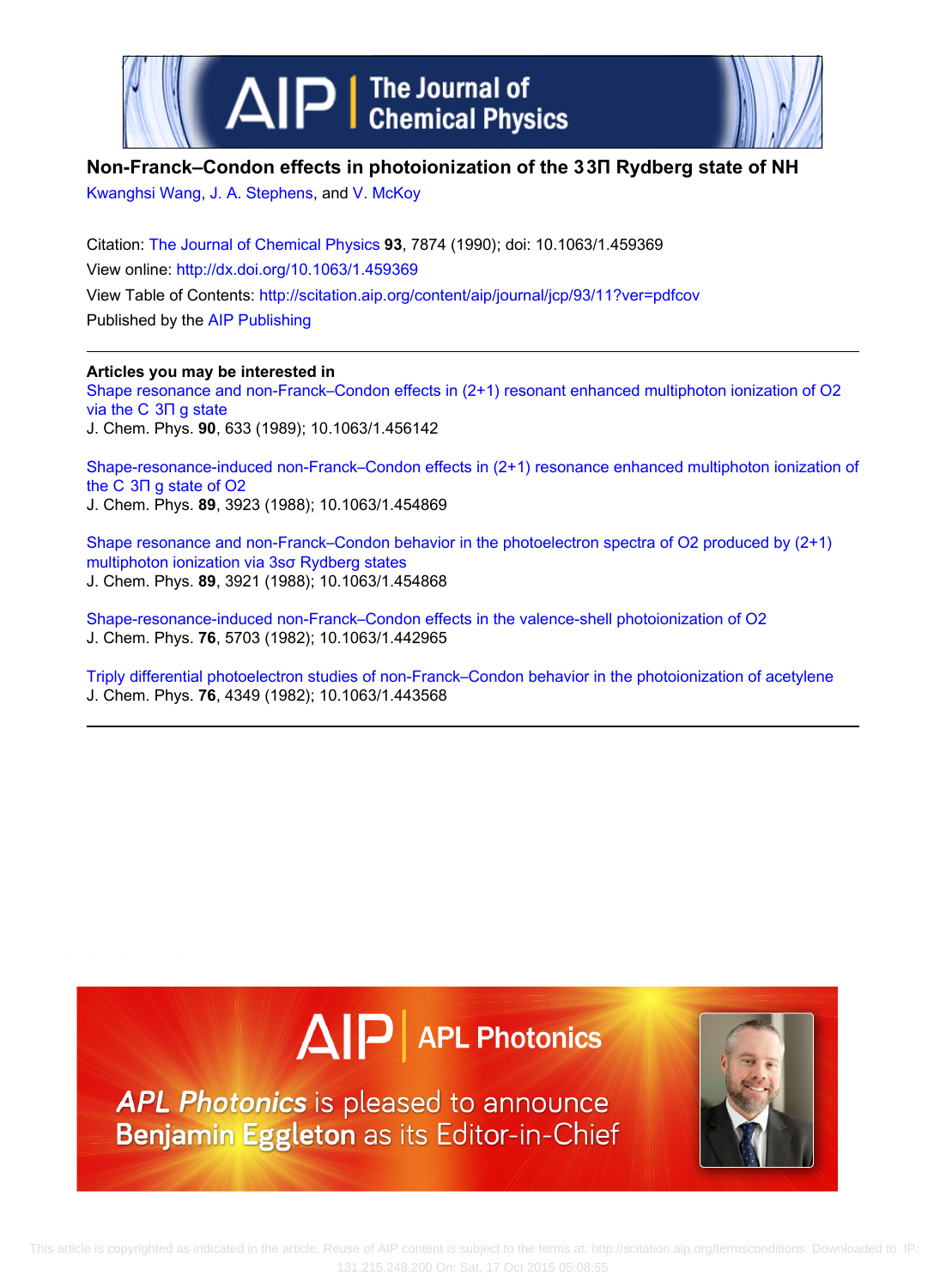# Non-Franck–Condon effects in photoionization of the 3 3Π Rydberg state of NH

Kwanghsi Wang, J. A. Stephens, and V. McKoy

Citation: The Journal of Chemical Physics **93**, 7874 (1990); doi: 10.1063/1.459369

View online: http://dx.doi.org/10.1063/1.459369

View Table of Contents: http://scitation.aip.org/content/aip/journal/jcp/93/11?ver=pdfcov

Published by the AIP Publishing

---

**Articles you may be interested in**

Shape resonance and non-Franck–Condon effects in (2+1) resonant enhanced multiphoton ionization of O2 via the C 3Π g state
J. Chem. Phys. **90**, 633 (1989); 10.1063/1.456142

Shape-resonance-induced non-Franck–Condon effects in (2+1) resonance enhanced multiphoton ionization of the C 3Π g state of O2
J. Chem. Phys. **89**, 3923 (1988); 10.1063/1.454869

Shape resonance and non-Franck–Condon behavior in the photoelectron spectra of O2 produced by (2+1) multiphoton ionization via 3sσ Rydberg states
J. Chem. Phys. **89**, 3921 (1988); 10.1063/1.454868

Shape-resonance-induced non-Franck–Condon effects in the valence-shell photoionization of O2
J. Chem. Phys. **76**, 5703 (1982); 10.1063/1.442965

Triply differential photoelectron studies of non-Franck–Condon behavior in the photoionization of acetylene
J. Chem. Phys. **76**, 4349 (1982); 10.1063/1.443568

---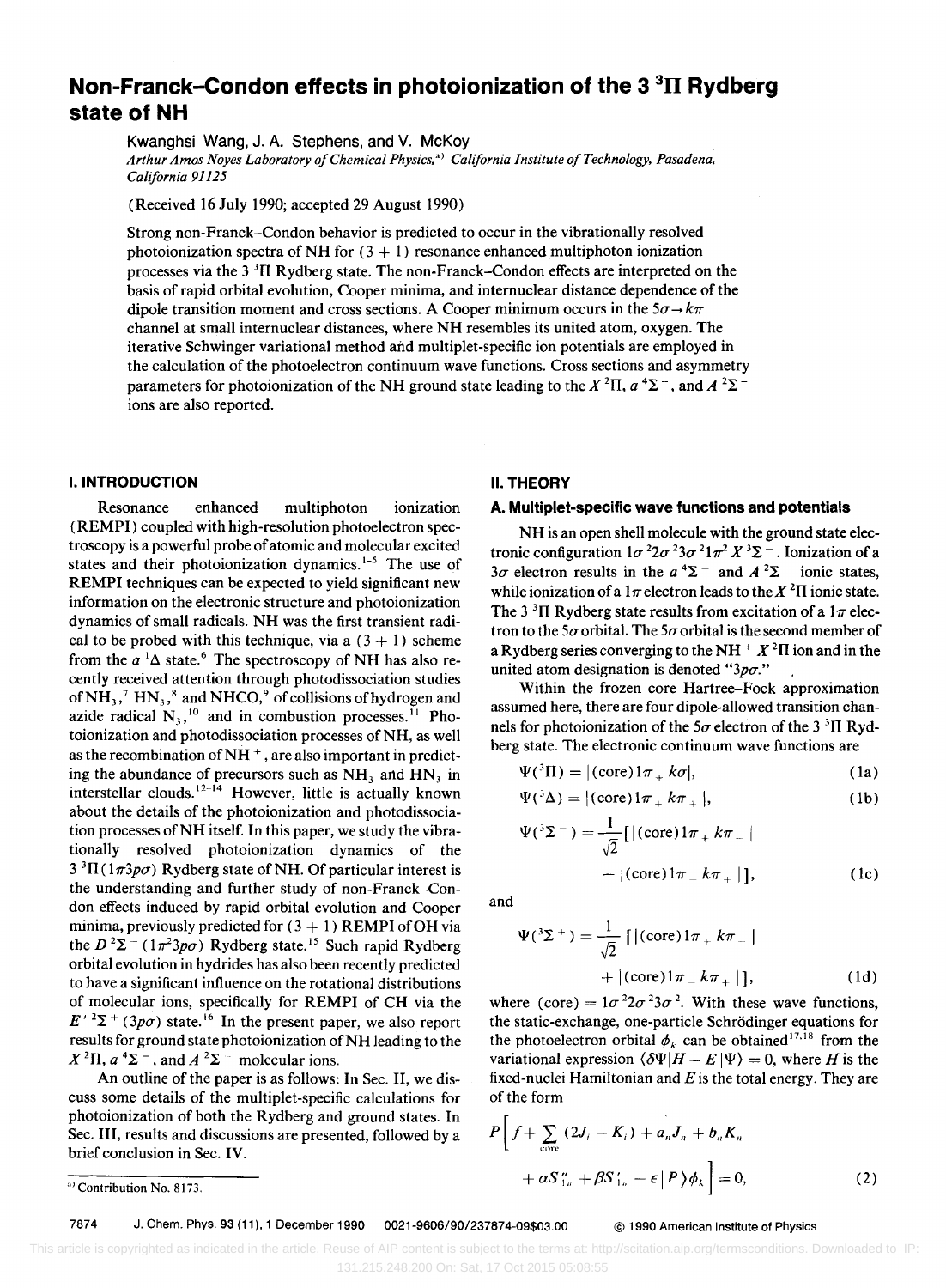# Non-Franck–Condon effects in photoionization of the 3 $^3\Pi$ Rydberg state of NH

Kwanghsi Wang, J. A. Stephens, and V. McKoy

*Arthur Amos Noyes Laboratory of Chemical Physics,[a] California Institute of Technology, Pasadena, California 91125*

(Received 16 July 1990; accepted 29 August 1990)

Strong non-Franck–Condon behavior is predicted to occur in the vibrationally resolved photoionization spectra of NH for (3 + 1) resonance enhanced multiphoton ionization processes via the 3 $^3\Pi$ Rydberg state. The non-Franck–Condon effects are interpreted on the basis of rapid orbital evolution, Cooper minima, and internuclear distance dependence of the dipole transition moment and cross sections. A Cooper minimum occurs in the $5\sigma \rightarrow k\pi$ channel at small internuclear distances, where NH resembles its united atom, oxygen. The iterative Schwinger variational method and multiplet-specific ion potentials are employed in the calculation of the photoelectron continuum wave functions. Cross sections and asymmetry parameters for photoionization of the NH ground state leading to the $X\,^2\Pi$, $a\,^4\Sigma^-$, and $A\,^2\Sigma^-$ ions are also reported.

## I. INTRODUCTION

Resonance enhanced multiphoton ionization (REMPI) coupled with high-resolution photoelectron spectroscopy is a powerful probe of atomic and molecular excited states and their photoionization dynamics.[1–5] The use of REMPI techniques can be expected to yield significant new information on the electronic structure and photoionization dynamics of small radicals. NH was the first transient radical to be probed with this technique, via a (3 + 1) scheme from the $a\,^1\Delta$ state.[6] The spectroscopy of NH has also recently received attention through photodissociation studies of $NH_3$,[7] $HN_3$,[8] and NHCO,[9] of collisions of hydrogen and azide radical $N_3$,[10] and in combustion processes.[11] Photoionization and photodissociation processes of NH, as well as the recombination of $NH^+$, are also important in predicting the abundance of precursors such as $NH_3$ and $HN_3$ in interstellar clouds.[12–14] However, little is actually known about the details of the photoionization and photodissociation processes of NH itself. In this paper, we study the vibrationally resolved photoionization dynamics of the 3 $^3\Pi(1\pi 3p\sigma)$ Rydberg state of NH. Of particular interest is the understanding and further study of non-Franck–Condon effects induced by rapid orbital evolution and Cooper minima, previously predicted for (3 + 1) REMPI of OH via the $D\,^2\Sigma^-(1\pi^2 3p\sigma)$ Rydberg state.[15] Such rapid Rydberg orbital evolution in hydrides has also been recently predicted to have a significant influence on the rotational distributions of molecular ions, specifically for REMPI of CH via the $E'\,^2\Sigma^+(3p\sigma)$ state.[16] In the present paper, we also report results for ground state photoionization of NH leading to the $X\,^2\Pi$, $a\,^4\Sigma^-$, and $A\,^2\Sigma^-$ molecular ions.

An outline of the paper is as follows: In Sec. II, we discuss some details of the multiplet-specific calculations for photoionization of both the Rydberg and ground states. In Sec. III, results and discussions are presented, followed by a brief conclusion in Sec. IV.

[a] Contribution No. 8173.

## II. THEORY

### A. Multiplet-specific wave functions and potentials

NH is an open shell molecule with the ground state electronic configuration $1\sigma^2 2\sigma^2 3\sigma^2 1\pi^2\; X\,^3\Sigma^-$. Ionization of a $3\sigma$ electron results in the $a\,^4\Sigma^-$ and $A\,^2\Sigma^-$ ionic states, while ionization of a $1\pi$ electron leads to the $X\,^2\Pi$ ionic state. The 3 $^3\Pi$ Rydberg state results from excitation of a $1\pi$ electron to the $5\sigma$ orbital. The $5\sigma$ orbital is the second member of a Rydberg series converging to the $NH^+\; X\,^2\Pi$ ion and in the united atom designation is denoted "$3p\sigma$."

Within the frozen core Hartree–Fock approximation assumed here, there are four dipole-allowed transition channels for photoionization of the $5\sigma$ electron of the 3 $^3\Pi$ Rydberg state. The electronic continuum wave functions are

$$\Psi(^3\Pi) = |(\text{core})1\pi_+ k\sigma|, \tag{1a}$$

$$\Psi(^3\Delta) = |(\text{core})1\pi_+ k\pi_+|, \tag{1b}$$

$$\Psi(^3\Sigma^-) = \frac{1}{\sqrt{2}}[|(\text{core})1\pi_+ k\pi_-| - |(\text{core})1\pi_- k\pi_+|], \tag{1c}$$

and

$$\Psi(^3\Sigma^+) = \frac{1}{\sqrt{2}}[|(\text{core})1\pi_+ k\pi_-| + |(\text{core})1\pi_- k\pi_+|], \tag{1d}$$

where (core) $= 1\sigma^2 2\sigma^2 3\sigma^2$. With these wave functions, the static-exchange, one-particle Schrödinger equations for the photoelectron orbital $\phi_k$ can be obtained[17,18] from the variational expression $\langle \delta\Psi | H - E | \Psi \rangle = 0$, where $H$ is the fixed-nuclei Hamiltonian and $E$ is the total energy. They are of the form

$$P\Big[f + \sum_{\text{core}} (2J_i - K_i) + a_n J_n + b_n K_n + \alpha S''_{1\pi} + \beta S'_{1\pi} - \epsilon\,|P\rangle \phi_k\Big] = 0, \tag{2}$$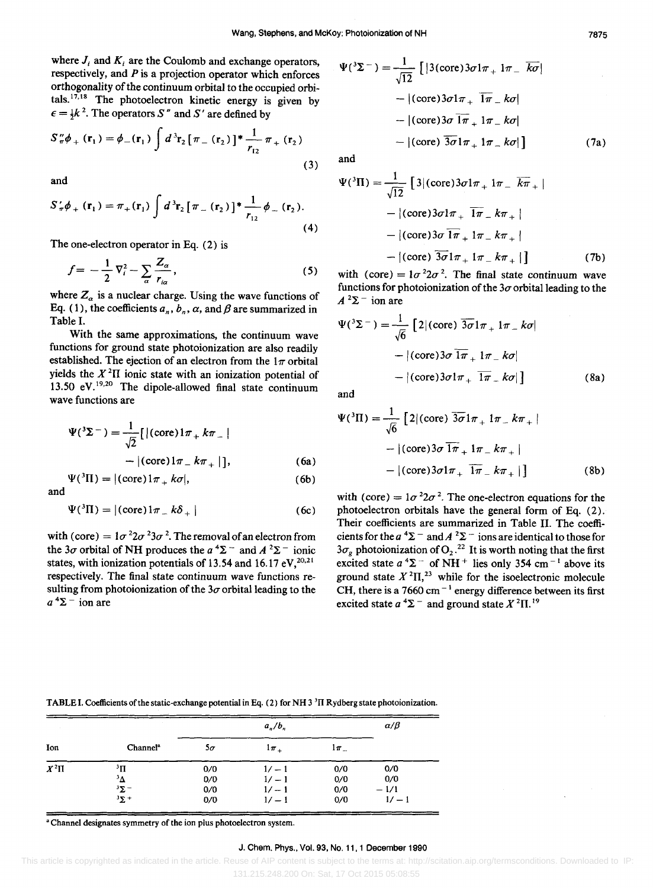where $J_i$ and $K_i$ are the Coulomb and exchange operators, respectively, and $P$ is a projection operator which enforces orthogonality of the continuum orbital to the occupied orbitals.[17,18] The photoelectron kinetic energy is given by $\epsilon = \frac{1}{2}k^2$. The operators $S''$ and $S'$ are defined by

$$S''_\pi \phi_+ (\mathbf{r}_1) = \phi_-(\mathbf{r}_1) \int d^3\mathbf{r}_2 [\pi_-(\mathbf{r}_2)]^* \frac{1}{r_{12}} \pi_+(\mathbf{r}_2) \tag{3}$$

and

$$S'_\pi \phi_+ (\mathbf{r}_1) = \pi_+(\mathbf{r}_1) \int d^3\mathbf{r}_2 [\pi_-(\mathbf{r}_2)]^* \frac{1}{r_{12}} \phi_-(\mathbf{r}_2). \tag{4}$$

The one-electron operator in Eq. (2) is

$$f = -\frac{1}{2}\nabla_i^2 - \sum_\alpha \frac{Z_\alpha}{r_{i\alpha}}, \tag{5}$$

where $Z_\alpha$ is a nuclear charge. Using the wave functions of Eq. (1), the coefficients $a_n$, $b_n$, $\alpha$, and $\beta$ are summarized in Table I.

With the same approximations, the continuum wave functions for ground state photoionization are also readily established. The ejection of an electron from the $1\pi$ orbital yields the $X\,^2\Pi$ ionic state with an ionization potential of 13.50 eV.[19,20] The dipole-allowed final state continuum wave functions are

$$\Psi(^3\Sigma^-) = \frac{1}{\sqrt{2}}[|(\text{core})1\pi_+ k\pi_-| - |(\text{core})1\pi_- k\pi_+|], \tag{6a}$$

$$\Psi(^3\Pi) = |(\text{core})1\pi_+ k\sigma|, \tag{6b}$$

and

$$\Psi(^3\Pi) = |(\text{core})1\pi_- k\delta_+| \tag{6c}$$

with (core) $= 1\sigma^2 2\sigma^2 3\sigma^2$. The removal of an electron from the $3\sigma$ orbital of NH produces the $a\,^4\Sigma^-$ and $A\,^2\Sigma^-$ ionic states, with ionization potentials of 13.54 and 16.17 eV,[20,21] respectively. The final state continuum wave functions resulting from photoionization of the $3\sigma$ orbital leading to the $a\,^4\Sigma^-$ ion are

$$\Psi(^3\Sigma^-) = \frac{1}{\sqrt{12}}[|3(\text{core})3\sigma 1\pi_+ 1\pi_- \overline{k\sigma}| - |(\text{core})3\sigma 1\pi_+ \overline{1\pi_-} k\sigma| - |(\text{core})3\sigma \overline{1\pi_+} 1\pi_- k\sigma| - |(\text{core}) \overline{3\sigma} 1\pi_+ 1\pi_- k\sigma|] \tag{7a}$$

and

$$\Psi(^3\Pi) = \frac{1}{\sqrt{12}}[3|(\text{core})3\sigma 1\pi_+ 1\pi_- \overline{k\pi_+}| - |(\text{core})3\sigma 1\pi_+ \overline{1\pi_-} k\pi_+| - |(\text{core})3\sigma \overline{1\pi_+} 1\pi_- k\pi_+| - |(\text{core}) \overline{3\sigma} 1\pi_+ 1\pi_- k\pi_+|] \tag{7b}$$

with (core) $= 1\sigma^2 2\sigma^2$. The final state continuum wave functions for photoionization of the $3\sigma$ orbital leading to the $A\,^2\Sigma^-$ ion are

$$\Psi(^3\Sigma^-) = \frac{1}{\sqrt{6}}[2|(\text{core}) \overline{3\sigma} 1\pi_+ 1\pi_- k\sigma| - |(\text{core})3\sigma \overline{1\pi_+} 1\pi_- k\sigma| - |(\text{core})3\sigma 1\pi_+ \overline{1\pi_-} k\sigma|] \tag{8a}$$

and

$$\Psi(^3\Pi) = \frac{1}{\sqrt{6}}[2|(\text{core}) \overline{3\sigma} 1\pi_+ 1\pi_- k\pi_+| - |(\text{core})3\sigma \overline{1\pi_+} 1\pi_- k\pi_+| - |(\text{core})3\sigma 1\pi_+ \overline{1\pi_-} k\pi_+|] \tag{8b}$$

with (core) $= 1\sigma^2 2\sigma^2$. The one-electron equations for the photoelectron orbitals have the general form of Eq. (2). Their coefficients are summarized in Table II. The coefficients for the $a\,^4\Sigma^-$ and $A\,^2\Sigma^-$ ions are identical to those for $3\sigma_g$ photoionization of $O_2$.[22] It is worth noting that the first excited state $a\,^4\Sigma^-$ of $NH^+$ lies only 354 cm$^{-1}$ above its ground state $X\,^2\Pi$,[23] while for the isoelectronic molecule CH, there is a 7660 cm$^{-1}$ energy difference between its first excited state $a\,^4\Sigma^-$ and ground state $X\,^2\Pi$.[19]

TABLE I. Coefficients of the static-exchange potential in Eq. (2) for NH 3 $^3\Pi$ Rydberg state photoionization.

| Ion | Channel[a] | $a_n/b_n$ | | | $\alpha/\beta$ |
|---|---|---|---|---|---|
| | | $5\sigma$ | $1\pi_+$ | $1\pi_-$ | |
| $X\,^2\Pi$ | $^3\Pi$ | 0/0 | 1/−1 | 0/0 | 0/0 |
| | $^3\Delta$ | 0/0 | 1/−1 | 0/0 | 0/0 |
| | $^3\Sigma^-$ | 0/0 | 1/−1 | 0/0 | −1/1 |
| | $^3\Sigma^+$ | 0/0 | 1/−1 | 0/0 | 1/−1 |

[a] Channel designates symmetry of the ion plus photoelectron system.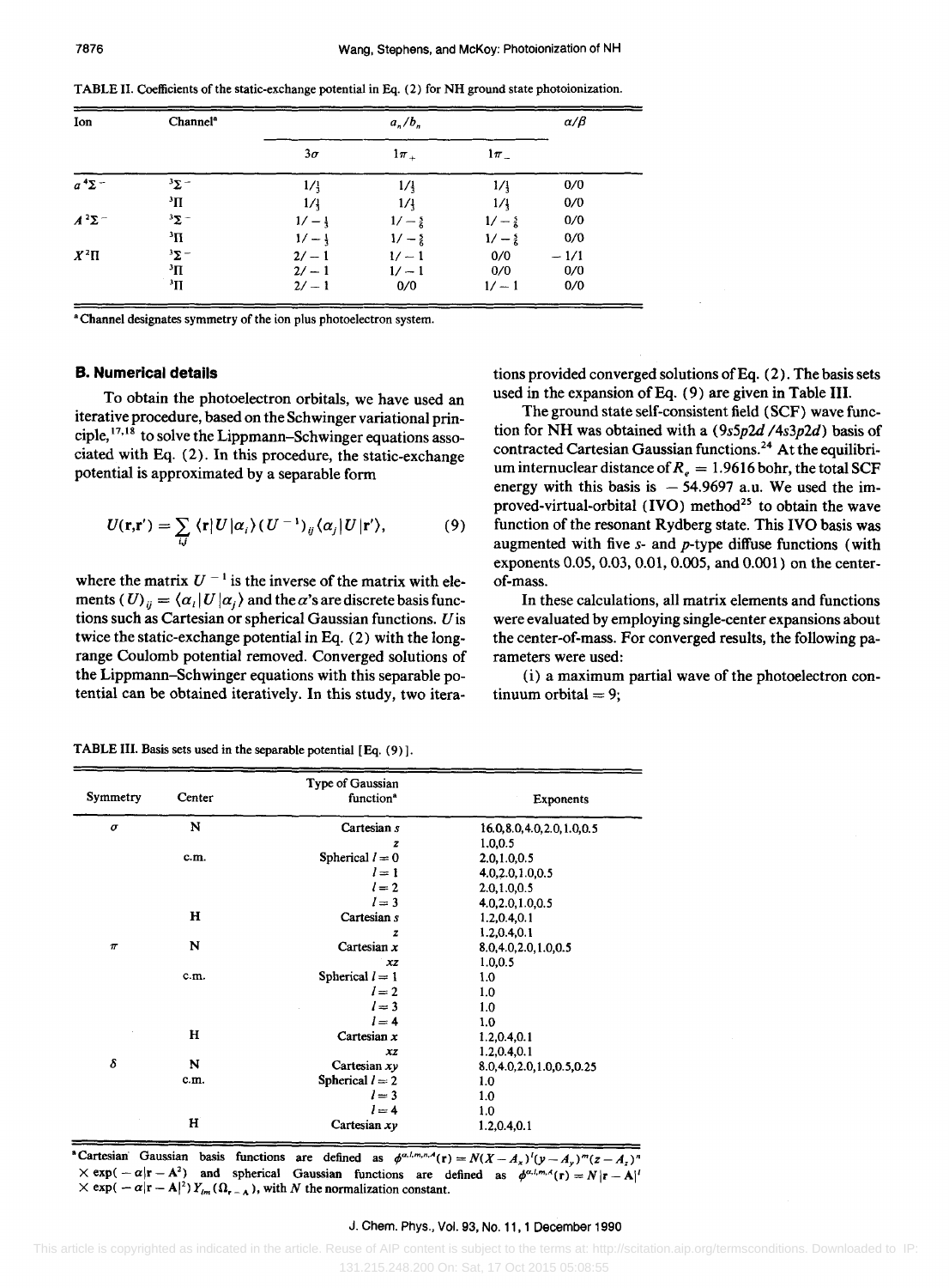TABLE II. Coefficients of the static-exchange potential in Eq. (2) for NH ground state photoionization.

| Ion | Channel[a] | $a_n/b_n$ | | | $\alpha/\beta$ |
|---|---|---|---|---|---|
| | | $3\sigma$ | $1\pi_+$ | $1\pi_-$ | |
| $a\,^4\Sigma^-$ | $^3\Sigma^-$ | $1/\frac{1}{3}$ | $1/\frac{1}{3}$ | $1/\frac{1}{3}$ | 0/0 |
| | $^3\Pi$ | $1/\frac{1}{3}$ | $1/\frac{1}{3}$ | $1/\frac{1}{3}$ | 0/0 |
| $A\,^2\Sigma^-$ | $^3\Sigma^-$ | $1/-\frac{1}{3}$ | $1/-\frac{5}{6}$ | $1/-\frac{5}{6}$ | 0/0 |
| | $^3\Pi$ | $1/-\frac{1}{3}$ | $1/-\frac{5}{6}$ | $1/-\frac{5}{6}$ | 0/0 |
| $X\,^2\Pi$ | $^3\Sigma^-$ | $2/-1$ | $1/-1$ | 0/0 | $-1/1$ |
| | $^3\Pi$ | $2/-1$ | $1/-1$ | 0/0 | 0/0 |
| | $^3\Pi$ | $2/-1$ | 0/0 | $1/-1$ | 0/0 |

[a] Channel designates symmetry of the ion plus photoelectron system.

## B. Numerical details

To obtain the photoelectron orbitals, we have used an iterative procedure, based on the Schwinger variational principle,[17,18] to solve the Lippmann–Schwinger equations associated with Eq. (2). In this procedure, the static-exchange potential is approximated by a separable form

$$U(\mathbf{r},\mathbf{r}') = \sum_{ij} \langle \mathbf{r}|U|\alpha_i\rangle (U^{-1})_{ij} \langle \alpha_j|U|\mathbf{r}'\rangle, \tag{9}$$

where the matrix $U^{-1}$ is the inverse of the matrix with elements $(U)_{ij} = \langle \alpha_i|U|\alpha_j\rangle$ and the $\alpha$'s are discrete basis functions such as Cartesian or spherical Gaussian functions. $U$ is twice the static-exchange potential in Eq. (2) with the long-range Coulomb potential removed. Converged solutions of the Lippmann–Schwinger equations with this separable potential can be obtained iteratively. In this study, two iterations provided converged solutions of Eq. (2). The basis sets used in the expansion of Eq. (9) are given in Table III.

The ground state self-consistent field (SCF) wave function for NH was obtained with a $(9s5p2d/4s3p2d)$ basis of contracted Cartesian Gaussian functions.[24] At the equilibrium internuclear distance of $R_e = 1.9616$ bohr, the total SCF energy with this basis is $-54.9697$ a.u. We used the improved-virtual-orbital (IVO) method[25] to obtain the wave function of the resonant Rydberg state. This IVO basis was augmented with five $s$- and $p$-type diffuse functions (with exponents 0.05, 0.03, 0.01, 0.005, and 0.001) on the center-of-mass.

In these calculations, all matrix elements and functions were evaluated by employing single-center expansions about the center-of-mass. For converged results, the following parameters were used:

(i) a maximum partial wave of the photoelectron continuum orbital = 9;

TABLE III. Basis sets used in the separable potential [Eq. (9)].

| Symmetry | Center | Type of Gaussian function[a] | Exponents |
|---|---|---|---|
| $\sigma$ | N | Cartesian $s$ | 16.0,8.0,4.0,2.0,1.0,0.5 |
| | | $z$ | 1.0,0.5 |
| | c.m. | Spherical $l = 0$ | 2.0,1.0,0.5 |
| | | $l = 1$ | 4.0,2.0,1.0,0.5 |
| | | $l = 2$ | 2.0,1.0,0.5 |
| | | $l = 3$ | 4.0,2.0,1.0,0.5 |
| | H | Cartesian $s$ | 1.2,0.4,0.1 |
| | | $z$ | 1.2,0.4,0.1 |
| $\pi$ | N | Cartesian $x$ | 8.0,4.0,2.0,1.0,0.5 |
| | | $xz$ | 1.0,0.5 |
| | c.m. | Spherical $l = 1$ | 1.0 |
| | | $l = 2$ | 1.0 |
| | | $l = 3$ | 1.0 |
| | | $l = 4$ | 1.0 |
| | H | Cartesian $x$ | 1.2,0.4,0.1 |
| | | $xz$ | 1.2,0.4,0.1 |
| $\delta$ | N | Cartesian $xy$ | 8.0,4.0,2.0,1.0,0.5,0.25 |
| | c.m. | Spherical $l = 2$ | 1.0 |
| | | $l = 3$ | 1.0 |
| | | $l = 4$ | 1.0 |
| | H | Cartesian $xy$ | 1.2,0.4,0.1 |

[a] Cartesian Gaussian basis functions are defined as $\phi^{\alpha,l,m,n,A}(\mathbf{r}) = N(X-A_x)^l(y-A_y)^m(z-A_z)^n \times \exp(-\alpha|\mathbf{r}-\mathbf{A}^2)$ and spherical Gaussian functions are defined as $\phi^{\alpha,l,m,A}(\mathbf{r}) = N|\mathbf{r}-\mathbf{A}|^l \times \exp(-\alpha|\mathbf{r}-\mathbf{A}|^2) Y_{lm}(\Omega_{r-A})$, with $N$ the normalization constant.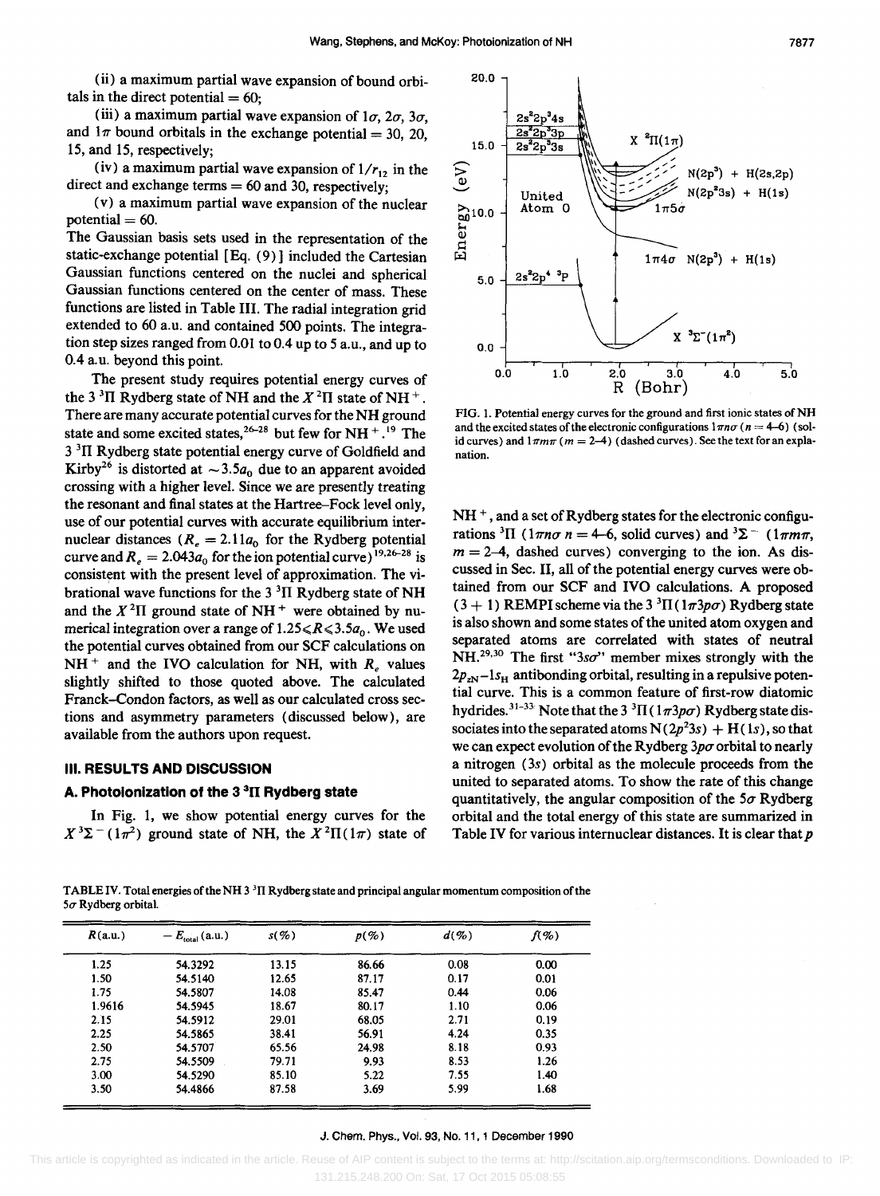(ii) a maximum partial wave expansion of bound orbitals in the direct potential = 60;

(iii) a maximum partial wave expansion of $1\sigma$, $2\sigma$, $3\sigma$, and $1\pi$ bound orbitals in the exchange potential = 30, 20, 15, and 15, respectively;

(iv) a maximum partial wave expansion of $1/r_{12}$ in the direct and exchange terms = 60 and 30, respectively;

(v) a maximum partial wave expansion of the nuclear potential = 60.

The Gaussian basis sets used in the representation of the static-exchange potential [Eq. (9)] included the Cartesian Gaussian functions centered on the nuclei and spherical Gaussian functions centered on the center of mass. These functions are listed in Table III. The radial integration grid extended to 60 a.u. and contained 500 points. The integration step sizes ranged from 0.01 to 0.4 up to 5 a.u., and up to 0.4 a.u. beyond this point.

The present study requires potential energy curves of the 3 $^3\Pi$ Rydberg state of NH and the $X\,^2\Pi$ state of $NH^+$. There are many accurate potential curves for the NH ground state and some excited states,[26–28] but few for $NH^+$.[19] The 3 $^3\Pi$ Rydberg state potential energy curve of Goldfield and Kirby[26] is distorted at $\sim 3.5a_0$ due to an apparent avoided crossing with a higher level. Since we are presently treating the resonant and final states at the Hartree–Fock level only, use of our potential curves with accurate equilibrium internuclear distances ($R_e = 2.11a_0$ for the Rydberg potential curve and $R_e = 2.043a_0$ for the ion potential curve)[19,26–28] is consistent with the present level of approximation. The vibrational wave functions for the 3 $^3\Pi$ Rydberg state of NH and the $X\,^2\Pi$ ground state of $NH^+$ were obtained by numerical integration over a range of $1.25 \leqslant R \leqslant 3.5a_0$. We used the potential curves obtained from our SCF calculations on $NH^+$ and the IVO calculation for NH, with $R_e$ values slightly shifted to those quoted above. The calculated Franck–Condon factors, as well as our calculated cross sections and asymmetry parameters (discussed below), are available from the authors upon request.

## III. RESULTS AND DISCUSSION

### A. Photoionization of the 3 $^3\Pi$ Rydberg state

In Fig. 1, we show potential energy curves for the $X\,^3\Sigma^-(1\pi^2)$ ground state of NH, the $X\,^2\Pi(1\pi)$ state of $NH^+$, and a set of Rydberg states for the electronic configurations $^3\Pi$ ($1\pi n\sigma$ $n = 4$–6, solid curves) and $^3\Sigma^-$ ($1\pi m\pi$, $m = 2$–4, dashed curves) converging to the ion. As discussed in Sec. II, all of the potential energy curves were obtained from our SCF and IVO calculations. A proposed (3 + 1) REMPI scheme via the 3 $^3\Pi(1\pi 3p\sigma)$ Rydberg state is also shown and some states of the united atom oxygen and separated atoms are correlated with states of neutral NH.[29,30] The first "$3s\sigma$" member mixes strongly with the $2p_{zN}$–$1s_H$ antibonding orbital, resulting in a repulsive potential curve. This is a common feature of first-row diatomic hydrides.[31–33] Note that the 3 $^3\Pi(1\pi 3p\sigma)$ Rydberg state dissociates into the separated atoms N($2p^2 3s$) + H($1s$), so that we can expect evolution of the Rydberg $3p\sigma$ orbital to nearly a nitrogen ($3s$) orbital as the molecule proceeds from the united to separated atoms. To show the rate of this change quantitatively, the angular composition of the $5\sigma$ Rydberg orbital and the total energy of this state are summarized in Table IV for various internuclear distances. It is clear that $p$

FIG. 1. Potential energy curves for the ground and first ionic states of NH and the excited states of the electronic configurations $1\pi n\sigma$ ($n = 4$–6) (solid curves) and $1\pi m\pi$ ($m = 2$–4) (dashed curves). See the text for an explanation.

TABLE IV. Total energies of the NH 3 $^3\Pi$ Rydberg state and principal angular momentum composition of the $5\sigma$ Rydberg orbital.

| $R$(a.u.) | $-E_{\text{total}}$ (a.u.) | $s$(%) | $p$(%) | $d$(%) | $f$(%) |
|---|---|---|---|---|---|
| 1.25 | 54.3292 | 13.15 | 86.66 | 0.08 | 0.00 |
| 1.50 | 54.5140 | 12.65 | 87.17 | 0.17 | 0.01 |
| 1.75 | 54.5807 | 14.08 | 85.47 | 0.44 | 0.06 |
| 1.9616 | 54.5945 | 18.67 | 80.17 | 1.10 | 0.06 |
| 2.15 | 54.5912 | 29.01 | 68.05 | 2.71 | 0.19 |
| 2.25 | 54.5865 | 38.41 | 56.91 | 4.24 | 0.35 |
| 2.50 | 54.5707 | 65.56 | 24.98 | 8.18 | 0.93 |
| 2.75 | 54.5509 | 79.71 | 9.93 | 8.53 | 1.26 |
| 3.00 | 54.5290 | 85.10 | 5.22 | 7.55 | 1.40 |
| 3.50 | 54.4866 | 87.58 | 3.69 | 5.99 | 1.68 |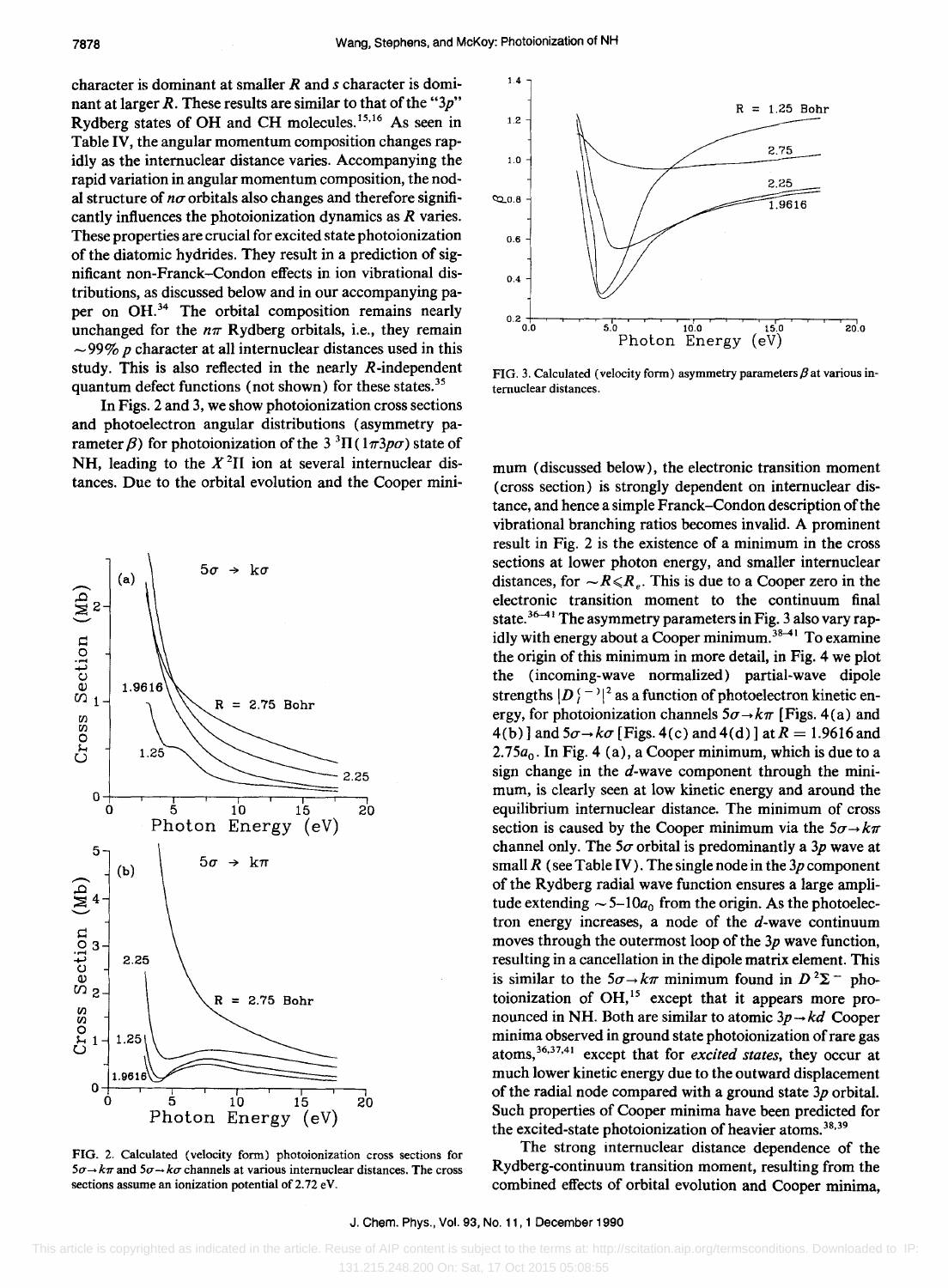character is dominant at smaller $R$ and $s$ character is dominant at larger $R$. These results are similar to that of the "$3p$" Rydberg states of OH and CH molecules.[15,16] As seen in Table IV, the angular momentum composition changes rapidly as the internuclear distance varies. Accompanying the rapid variation in angular momentum composition, the nodal structure of $n\sigma$ orbitals also changes and therefore significantly influences the photoionization dynamics as $R$ varies. These properties are crucial for excited state photoionization of the diatomic hydrides. They result in a prediction of significant non-Franck–Condon effects in ion vibrational distributions, as discussed below and in our accompanying paper on OH.[34] The orbital composition remains nearly unchanged for the $n\pi$ Rydberg orbitals, i.e., they remain $\sim 99\%$ $p$ character at all internuclear distances used in this study. This is also reflected in the nearly $R$-independent quantum defect functions (not shown) for these states.[35]

In Figs. 2 and 3, we show photoionization cross sections and photoelectron angular distributions (asymmetry parameter $\beta$) for photoionization of the $3\,^3\Pi(1\pi 3p\sigma)$ state of NH, leading to the $X\,^2\Pi$ ion at several internuclear distances. Due to the orbital evolution and the Cooper minimum (discussed below), the electronic transition moment (cross section) is strongly dependent on internuclear distance, and hence a simple Franck–Condon description of the vibrational branching ratios becomes invalid. A prominent result in Fig. 2 is the existence of a minimum in the cross sections at lower photon energy, and smaller internuclear distances, for $\sim R \leqslant R_e$. This is due to a Cooper zero in the electronic transition moment to the continuum final state.[36–41] The asymmetry parameters in Fig. 3 also vary rapidly with energy about a Cooper minimum.[38–41] To examine the origin of this minimum in more detail, in Fig. 4 we plot the (incoming-wave normalized) partial-wave dipole strengths $|D_l^{(-)}|^2$ as a function of photoelectron kinetic energy, for photoionization channels $5\sigma \rightarrow k\pi$ [Figs. 4(a) and 4(b)] and $5\sigma \rightarrow k\sigma$ [Figs. 4(c) and 4(d)] at $R = 1.9616$ and $2.75a_0$. In Fig. 4 (a), a Cooper minimum, which is due to a sign change in the $d$-wave component through the minimum, is clearly seen at low kinetic energy and around the equilibrium internuclear distance. The minimum of cross section is caused by the Cooper minimum via the $5\sigma \rightarrow k\pi$ channel only. The $5\sigma$ orbital is predominantly a $3p$ wave at small $R$ (see Table IV). The single node in the $3p$ component of the Rydberg radial wave function ensures a large amplitude extending $\sim 5$–$10a_0$ from the origin. As the photoelectron energy increases, a node of the $d$-wave continuum moves through the outermost loop of the $3p$ wave function, resulting in a cancellation in the dipole matrix element. This is similar to the $5\sigma \rightarrow k\pi$ minimum found in $D\,^2\Sigma^-$ photoionization of OH,[15] except that it appears more pronounced in NH. Both are similar to atomic $3p \rightarrow kd$ Cooper minima observed in ground state photoionization of rare gas atoms,[36,37,41] except that for *excited states*, they occur at much lower kinetic energy due to the outward displacement of the radial node compared with a ground state $3p$ orbital. Such properties of Cooper minima have been predicted for the excited-state photoionization of heavier atoms.[38,39]

FIG. 2. Calculated (velocity form) photoionization cross sections for $5\sigma \rightarrow k\pi$ and $5\sigma \rightarrow k\sigma$ channels at various internuclear distances. The cross sections assume an ionization potential of 2.72 eV.

FIG. 3. Calculated (velocity form) asymmetry parameters $\beta$ at various internuclear distances.

The strong internuclear distance dependence of the Rydberg-continuum transition moment, resulting from the combined effects of orbital evolution and Cooper minima,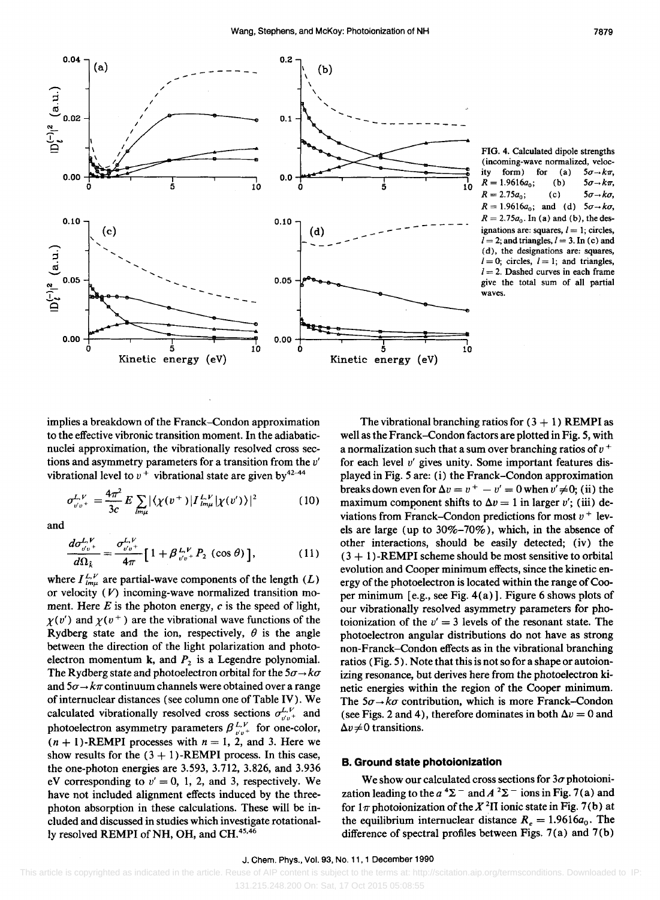FIG. 4. Calculated dipole strengths (incoming-wave normalized, velocity form) for (a) $5\sigma \rightarrow k\pi$, $R = 1.9616a_0$; (b) $5\sigma \rightarrow k\pi$, $R = 2.75a_0$; (c) $5\sigma \rightarrow k\sigma$, $R = 1.9616a_0$; and (d) $5\sigma \rightarrow k\sigma$, $R = 2.75a_0$. In (a) and (b), the designations are: squares, $l = 1$; circles, $l = 2$; and triangles, $l = 3$. In (c) and (d), the designations are: squares, $l = 0$; circles, $l = 1$; and triangles, $l = 2$. Dashed curves in each frame give the total sum of all partial waves.

implies a breakdown of the Franck–Condon approximation to the effective vibronic transition moment. In the adiabatic-nuclei approximation, the vibrationally resolved cross sections and asymmetry parameters for a transition from the $v'$ vibrational level to $v^+$ vibrational state are given by[42-44]

$$\sigma^{L,V}_{v'v^+} = \frac{4\pi^2}{3c} E \sum_{lm\mu} |\langle \chi(v^+) | I^{L,V}_{lm\mu} | \chi(v') \rangle|^2 \qquad (10)$$

and

$$\frac{d\sigma^{L,V}_{v'v^+}}{d\Omega_k} = \frac{\sigma^{L,V}_{v'v^+}}{4\pi} \left[ 1 + \beta^{L,V}_{v'v^+} P_2 (\cos\theta) \right], \qquad (11)$$

where $I^{L,V}_{lm\mu}$ are partial-wave components of the length ($L$) or velocity ($V$) incoming-wave normalized transition moment. Here $E$ is the photon energy, $c$ is the speed of light, $\chi(v')$ and $\chi(v^+)$ are the vibrational wave functions of the Rydberg state and the ion, respectively, $\theta$ is the angle between the direction of the light polarization and photoelectron momentum **k**, and $P_2$ is a Legendre polynomial. The Rydberg state and photoelectron orbital for the $5\sigma \rightarrow k\sigma$ and $5\sigma \rightarrow k\pi$ continuum channels were obtained over a range of internuclear distances (see column one of Table IV). We calculated vibrationally resolved cross sections $\sigma^{L,V}_{v'v^+}$ and photoelectron asymmetry parameters $\beta^{L,V}_{v'v^+}$ for one-color, $(n+1)$-REMPI processes with $n = 1$, 2, and 3. Here we show results for the $(3+1)$-REMPI process. In this case, the one-photon energies are 3.593, 3.712, 3.826, and 3.936 eV corresponding to $v' = 0$, 1, 2, and 3, respectively. We have not included alignment effects induced by the three-photon absorption in these calculations. These will be included and discussed in studies which investigate rotationally resolved REMPI of NH, OH, and CH.[45,46]

The vibrational branching ratios for $(3+1)$ REMPI as well as the Franck–Condon factors are plotted in Fig. 5, with a normalization such that a sum over branching ratios of $v^+$ for each level $v'$ gives unity. Some important features displayed in Fig. 5 are: (i) the Franck–Condon approximation breaks down even for $\Delta v = v^+ - v' = 0$ when $v' \neq 0$; (ii) the maximum component shifts to $\Delta v = 1$ in larger $v'$; (iii) deviations from Franck–Condon predictions for most $v^+$ levels are large (up to 30%–70%), which, in the absence of other interactions, should be easily detected; (iv) the $(3+1)$-REMPI scheme should be most sensitive to orbital evolution and Cooper minimum effects, since the kinetic energy of the photoelectron is located within the range of Cooper minimum [e.g., see Fig. 4(a)]. Figure 6 shows plots of our vibrationally resolved asymmetry parameters for photoionization of the $v' = 3$ levels of the resonant state. The photoelectron angular distributions do not have as strong non-Franck–Condon effects as in the vibrational branching ratios (Fig. 5). Note that this is not so for a shape or autoionizing resonance, but derives here from the photoelectron kinetic energies within the region of the Cooper minimum. The $5\sigma \rightarrow k\sigma$ contribution, which is more Franck–Condon (see Figs. 2 and 4), therefore dominates in both $\Delta v = 0$ and $\Delta v \neq 0$ transitions.

## B. Ground state photoionization

We show our calculated cross sections for $3\sigma$ photoionization leading to the $a\,^4\Sigma^-$ and $A\,^2\Sigma^-$ ions in Fig. 7(a) and for $1\pi$ photoionization of the $X\,^2\Pi$ ionic state in Fig. 7(b) at the equilibrium internuclear distance $R_e = 1.9616a_0$. The difference of spectral profiles between Figs. 7(a) and 7(b)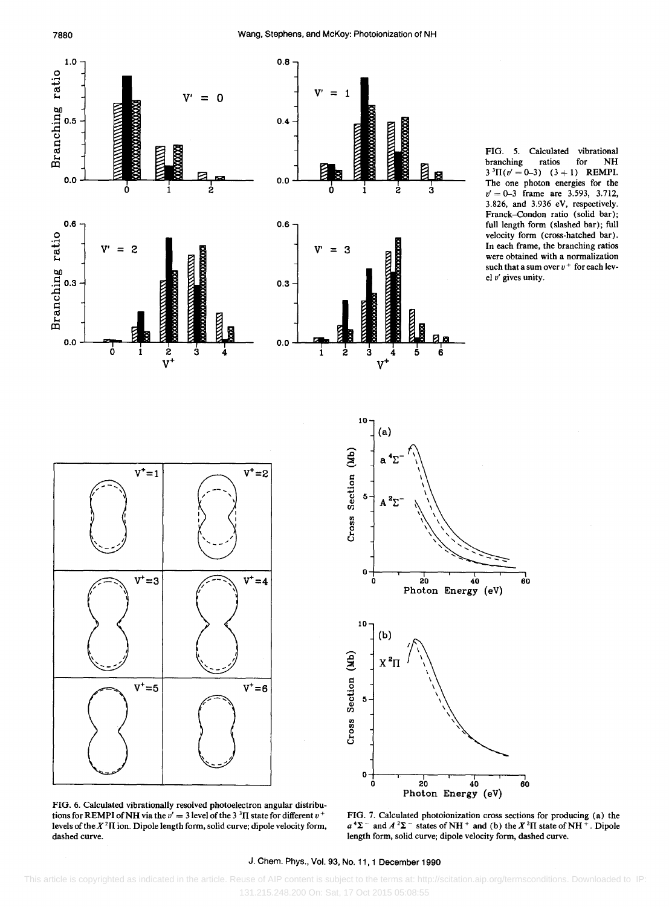FIG. 5. Calculated vibrational branching ratios for NH $3\,^3\Pi(v'=0\text{–}3)$ (3+1) REMPI. The one photon energies for the $v'=0\text{–}3$ frame are 3.593, 3.712, 3.826, and 3.936 eV, respectively. Franck–Condon ratio (solid bar); full length form (slashed bar); full velocity form (cross-hatched bar). In each frame, the branching ratios were obtained with a normalization such that a sum over $v^+$ for each level $v'$ gives unity.

FIG. 6. Calculated vibrationally resolved photoelectron angular distributions for REMPI of NH via the $v'=3$ level of the $3\,^3\Pi$ state for different $v^+$ levels of the $X\,^2\Pi$ ion. Dipole length form, solid curve; dipole velocity form, dashed curve.

FIG. 7. Calculated photoionization cross sections for producing (a) the $a\,^4\Sigma^-$ and $A\,^2\Sigma^-$ states of $NH^+$ and (b) the $X\,^2\Pi$ state of $NH^+$. Dipole length form, solid curve; dipole velocity form, dashed curve.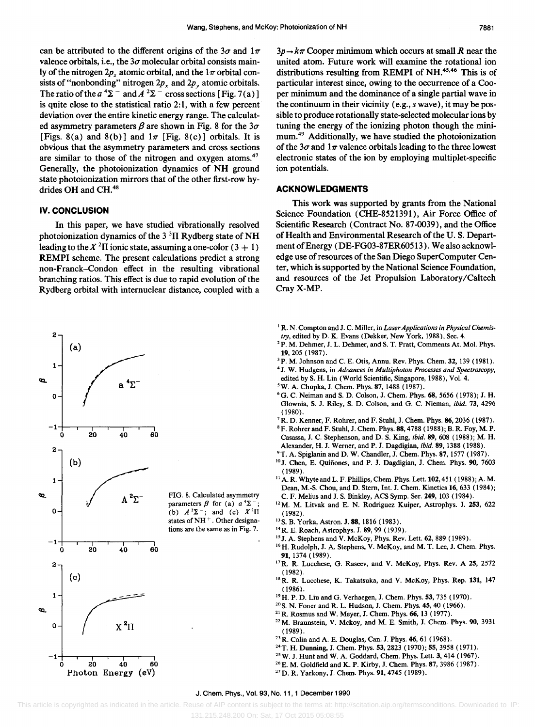can be attributed to the different origins of the $3\sigma$ and $1\pi$ valence orbitals, i.e., the $3\sigma$ molecular orbital consists mainly of the nitrogen $2p_z$ atomic orbital, and the $1\pi$ orbital consists of "nonbonding" nitrogen $2p_x$ and $2p_y$ atomic orbitals. The ratio of the $a\,^4\Sigma^-$ and $A\,^2\Sigma^-$ cross sections [Fig. 7(a)] is quite close to the statistical ratio 2:1, with a few percent deviation over the entire kinetic energy range. The calculated asymmetry parameters $\beta$ are shown in Fig. 8 for the $3\sigma$ [Figs. 8(a) and 8(b)] and $1\pi$ [Fig. 8(c)] orbitals. It is obvious that the asymmetry parameters and cross sections are similar to those of the nitrogen and oxygen atoms.[47] Generally, the photoionization dynamics of NH ground state photoionization mirrors that of the other first-row hydrides OH and CH.[48]

## IV. CONCLUSION

In this paper, we have studied vibrationally resolved photoionization dynamics of the $3\,^3\Pi$ Rydberg state of NH leading to the $X\,^2\Pi$ ionic state, assuming a one-color $(3+1)$ REMPI scheme. The present calculations predict a strong non-Franck–Condon effect in the resulting vibrational branching ratios. This effect is due to rapid evolution of the Rydberg orbital with internuclear distance, coupled with a $3p \rightarrow k\pi$ Cooper minimum which occurs at small $R$ near the united atom. Future work will examine the rotational ion distributions resulting from REMPI of NH.[45,46] This is of particular interest since, owing to the occurrence of a Cooper minimum and the dominance of a single partial wave in the continuum in their vicinity (e.g., $s$ wave), it may be possible to produce rotationally state-selected molecular ions by tuning the energy of the ionizing photon though the minimum.[49] Additionally, we have studied the photoionization of the $3\sigma$ and $1\pi$ valence orbitals leading to the three lowest electronic states of the ion by employing multiplet-specific ion potentials.

## ACKNOWLEDGMENTS

This work was supported by grants from the National Science Foundation (CHE-8521391), Air Force Office of Scientific Research (Contract No. 87-0039), and the Office of Health and Environmental Research of the U. S. Department of Energy (DE-FG03-87ER60513). We also acknowledge use of resources of the San Diego SuperComputer Center, which is supported by the National Science Foundation, and resources of the Jet Propulsion Laboratory/Caltech Cray X-MP.

FIG. 8. Calculated asymmetry parameters $\beta$ for (a) $a\,^4\Sigma^-$; (b) $A\,^2\Sigma^-$; and (c) $X\,^2\Pi$ states of $NH^+$. Other designations are the same as in Fig. 7.

[1] R. N. Compton and J. C. Miller, in *Laser Applications in Physical Chemistry*, edited by D. K. Evans (Dekker, New York, 1988), Sec. 4.
[2] P. M. Dehmer, J. L. Dehmer, and S. T. Pratt, Comments At. Mol. Phys. **19**, 205 (1987).
[3] P. M. Johnson and C. E. Otis, Annu. Rev. Phys. Chem. **32**, 139 (1981).
[4] J. W. Hudgens, in *Advances in Multiphoton Processes and Spectroscopy*, edited by S. H. Lin (World Scientific, Singapore, 1988), Vol. 4.
[5] W. A. Chupka, J. Chem. Phys. **87**, 1488 (1987).
[6] G. C. Neiman and S. D. Colson, J. Chem. Phys. **68**, 5656 (1978); J. H. Glownia, S. J. Riley, S. D. Colson, and G. C. Nieman, *ibid.* **73**, 4296 (1980).
[7] R. D. Kenner, F. Rohrer, and F. Stuhl, J. Chem. Phys. **86**, 2036 (1987).
[8] F. Rohrer and F. Stuhl, J. Chem. Phys. **88**, 4788 (1988); B. R. Foy, M. P. Casassa, J. C. Stephenson, and D. S. King, *ibid.* **89**, 608 (1988); M. H. Alexander, H. J. Werner, and P. J. Dagdigian, *ibid.* **89**, 1388 (1988).
[9] T. A. Spiglanin and D. W. Chandler, J. Chem. Phys. **87**, 1577 (1987).
[10] J. Chen, E. Quiñones, and P. J. Dagdigian, J. Chem. Phys. **90**, 7603 (1989).
[11] A. R. Whyte and L. F. Phillips, Chem. Phys. Lett. **102**, 451 (1988); A. M. Dean, M.-S. Chou, and D. Stern, Int. J. Chem. Kinetics **16**, 633 (1984); C. F. Melius and J. S. Binkley, ACS Symp. Ser. **249**, 103 (1984).
[12] M. M. Litvak and E. N. Rodriguez Kuiper, Astrophys. J. **253**, 622 (1982).
[13] S. B. Yorka, Astron. J. **88**, 1816 (1983).
[14] R. E. Roach, Astrophys. J. **89**, 99 (1939).
[15] J. A. Stephens and V. McKoy, Phys. Rev. Lett. **62**, 889 (1989).
[16] H. Rudolph, J. A. Stephens, V. McKoy, and M. T. Lee, J. Chem. Phys. **91**, 1374 (1989).
[17] R. R. Lucchese, G. Raseev, and V. McKoy, Phys. Rev. A **25**, 2572 (1982).
[18] R. R. Lucchese, K. Takatsuka, and V. McKoy, Phys. Rep. **131**, 147 (1986).
[19] H. P. D. Liu and G. Verhaegen, J. Chem. Phys. **53**, 735 (1970).
[20] S. N. Foner and R. L. Hudson, J. Chem. Phys. **45**, 40 (1966).
[21] R. Rosmus and W. Meyer, J. Chem. Phys. **66**, 13 (1977).
[22] M. Braunstein, V. Mckoy, and M. E. Smith, J. Chem. Phys. **90**, 3931 (1989).
[23] R. Colin and A. E. Douglas, Can. J. Phys. **46**, 61 (1968).
[24] T. H. Dunning, J. Chem. Phys. **53**, 2823 (1970); **55**, 3958 (1971).
[25] W. J. Hunt and W. A. Goddard, Chem. Phys. Lett. **3**, 414 (1967).
[26] E. M. Goldfield and K. P. Kirby, J. Chem. Phys. **87**, 3986 (1987).
[27] D. R. Yarkony, J. Chem. Phys. **91**, 4745 (1989).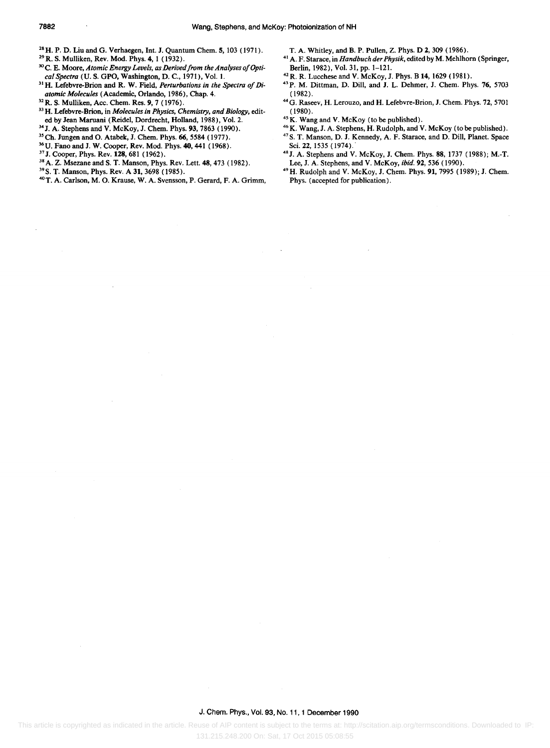[28] H. P. D. Liu and G. Verhaegen, Int. J. Quantum Chem. **5**, 103 (1971).

[29] R. S. Mulliken, Rev. Mod. Phys. **4**, 1 (1932).

[30] C. E. Moore, *Atomic Energy Levels, as Derived from the Analyses of Optical Spectra* (U. S. GPO, Washington, D. C., 1971), Vol. 1.

[31] H. Lefebvre-Brion and R. W. Field, *Perturbations in the Spectra of Diatomic Molecules* (Academic, Orlando, 1986), Chap. 4.

[32] R. S. Mulliken, Acc. Chem. Res. **9**, 7 (1976).

[33] H. Lefebvre-Brion, in *Molecules in Physics, Chemistry, and Biology*, edited by Jean Maruani (Reidel, Dordrecht, Holland, 1988), Vol. 2.

[34] J. A. Stephens and V. McKoy, J. Chem. Phys. **93**, 7863 (1990).

[35] Ch. Jungen and O. Atabek, J. Chem. Phys. **66**, 5584 (1977).

[36] U. Fano and J. W. Cooper, Rev. Mod. Phys. **40**, 441 (1968).

[37] J. Cooper, Phys. Rev. **128**, 681 (1962).

[38] A. Z. Msezane and S. T. Manson, Phys. Rev. Lett. **48**, 473 (1982).

[39] S. T. Manson, Phys. Rev. A **31**, 3698 (1985).

[40] T. A. Carlson, M. O. Krause, W. A. Svensson, P. Gerard, F. A. Grimm, T. A. Whitley, and B. P. Pullen, Z. Phys. D **2**, 309 (1986).

[41] A. F. Starace, in *Handbuch der Physik*, edited by M. Mehlhorn (Springer, Berlin, 1982), Vol. 31, pp. 1–121.

[42] R. R. Lucchese and V. McKoy, J. Phys. B **14**, 1629 (1981).

[43] P. M. Dittman, D. Dill, and J. L. Dehmer, J. Chem. Phys. **76**, 5703 (1982).

[44] G. Raseev, H. Lerouzo, and H. Lefebvre-Brion, J. Chem. Phys. **72**, 5701 (1980).

[45] K. Wang and V. McKoy (to be published).

[46] K. Wang, J. A. Stephens, H. Rudolph, and V. McKoy (to be published).

[47] S. T. Manson, D. J. Kennedy, A. F. Starace, and D. Dill, Planet. Space Sci. **22**, 1535 (1974).

[48] J. A. Stephens and V. McKoy, J. Chem. Phys. **88**, 1737 (1988); M.-T. Lee, J. A. Stephens, and V. McKoy, *ibid.* **92**, 536 (1990).

[49] H. Rudolph and V. McKoy, J. Chem. Phys. **91**, 7995 (1989); J. Chem. Phys. (accepted for publication).